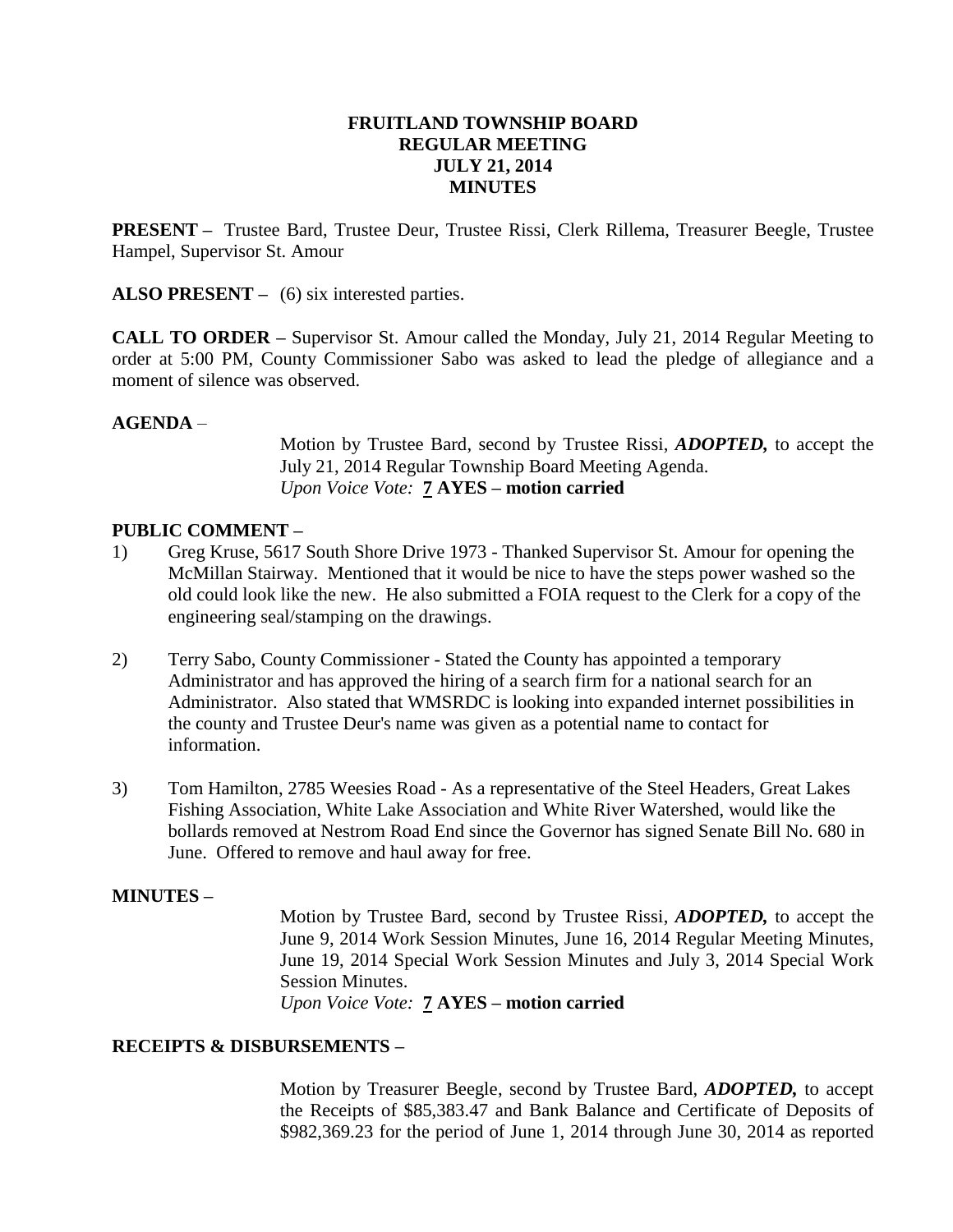# FRUITLAND TOWNSHIP BOARD
## REGULAR MEETING
## JULY 21, 2014
## MINUTES

**PRESENT –** Trustee Bard, Trustee Deur, Trustee Rissi, Clerk Rillema, Treasurer Beegle, Trustee Hampel, Supervisor St. Amour

**ALSO PRESENT –** (6) six interested parties.

**CALL TO ORDER –** Supervisor St. Amour called the Monday, July 21, 2014 Regular Meeting to order at 5:00 PM, County Commissioner Sabo was asked to lead the pledge of allegiance and a moment of silence was observed.

**AGENDA** –

Motion by Trustee Bard, second by Trustee Rissi, ***ADOPTED,*** to accept the July 21, 2014 Regular Township Board Meeting Agenda.
*Upon Voice Vote:* **7 AYES – motion carried**

**PUBLIC COMMENT –**

1) Greg Kruse, 5617 South Shore Drive 1973 - Thanked Supervisor St. Amour for opening the McMillan Stairway. Mentioned that it would be nice to have the steps power washed so the old could look like the new. He also submitted a FOIA request to the Clerk for a copy of the engineering seal/stamping on the drawings.

2) Terry Sabo, County Commissioner - Stated the County has appointed a temporary Administrator and has approved the hiring of a search firm for a national search for an Administrator. Also stated that WMSRDC is looking into expanded internet possibilities in the county and Trustee Deur's name was given as a potential name to contact for information.

3) Tom Hamilton, 2785 Weesies Road - As a representative of the Steel Headers, Great Lakes Fishing Association, White Lake Association and White River Watershed, would like the bollards removed at Nestrom Road End since the Governor has signed Senate Bill No. 680 in June. Offered to remove and haul away for free.

**MINUTES –**

Motion by Trustee Bard, second by Trustee Rissi, ***ADOPTED,*** to accept the June 9, 2014 Work Session Minutes, June 16, 2014 Regular Meeting Minutes, June 19, 2014 Special Work Session Minutes and July 3, 2014 Special Work Session Minutes.
*Upon Voice Vote:* **7 AYES – motion carried**

**RECEIPTS & DISBURSEMENTS –**

Motion by Treasurer Beegle, second by Trustee Bard, ***ADOPTED,*** to accept the Receipts of $85,383.47 and Bank Balance and Certificate of Deposits of $982,369.23 for the period of June 1, 2014 through June 30, 2014 as reported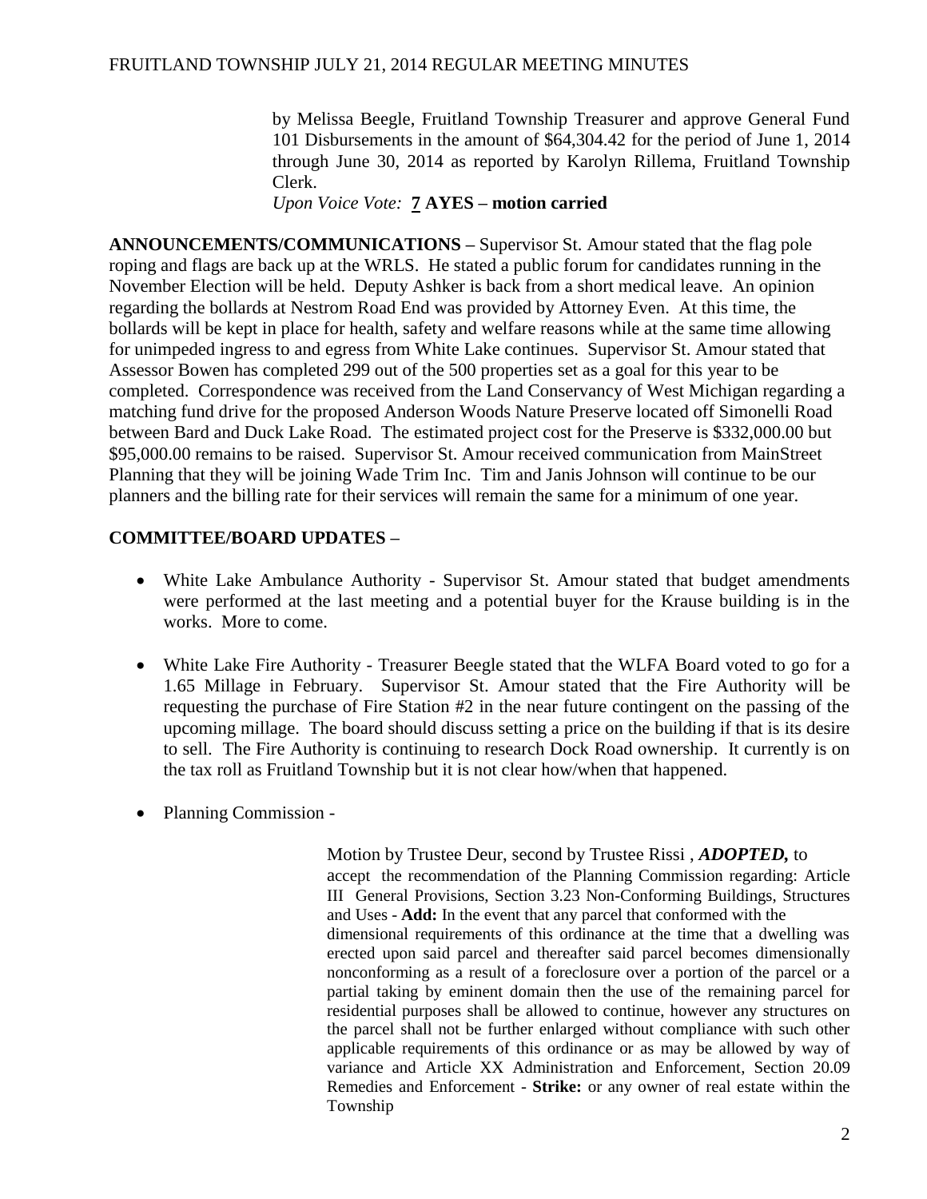by Melissa Beegle, Fruitland Township Treasurer and approve General Fund 101 Disbursements in the amount of $64,304.42 for the period of June 1, 2014 through June 30, 2014 as reported by Karolyn Rillema, Fruitland Township Clerk.

*Upon Voice Vote:* **7 AYES – motion carried**

**ANNOUNCEMENTS/COMMUNICATIONS –** Supervisor St. Amour stated that the flag pole roping and flags are back up at the WRLS. He stated a public forum for candidates running in the November Election will be held. Deputy Ashker is back from a short medical leave. An opinion regarding the bollards at Nestrom Road End was provided by Attorney Even. At this time, the bollards will be kept in place for health, safety and welfare reasons while at the same time allowing for unimpeded ingress to and egress from White Lake continues. Supervisor St. Amour stated that Assessor Bowen has completed 299 out of the 500 properties set as a goal for this year to be completed. Correspondence was received from the Land Conservancy of West Michigan regarding a matching fund drive for the proposed Anderson Woods Nature Preserve located off Simonelli Road between Bard and Duck Lake Road. The estimated project cost for the Preserve is $332,000.00 but $95,000.00 remains to be raised. Supervisor St. Amour received communication from MainStreet Planning that they will be joining Wade Trim Inc. Tim and Janis Johnson will continue to be our planners and the billing rate for their services will remain the same for a minimum of one year.

**COMMITTEE/BOARD UPDATES –**

- White Lake Ambulance Authority - Supervisor St. Amour stated that budget amendments were performed at the last meeting and a potential buyer for the Krause building is in the works. More to come.

- White Lake Fire Authority - Treasurer Beegle stated that the WLFA Board voted to go for a 1.65 Millage in February. Supervisor St. Amour stated that the Fire Authority will be requesting the purchase of Fire Station #2 in the near future contingent on the passing of the upcoming millage. The board should discuss setting a price on the building if that is its desire to sell. The Fire Authority is continuing to research Dock Road ownership. It currently is on the tax roll as Fruitland Township but it is not clear how/when that happened.

- Planning Commission -

Motion by Trustee Deur, second by Trustee Rissi , ***ADOPTED,*** to accept the recommendation of the Planning Commission regarding: Article III General Provisions, Section 3.23 Non-Conforming Buildings, Structures and Uses - **Add:** In the event that any parcel that conformed with the dimensional requirements of this ordinance at the time that a dwelling was erected upon said parcel and thereafter said parcel becomes dimensionally nonconforming as a result of a foreclosure over a portion of the parcel or a partial taking by eminent domain then the use of the remaining parcel for residential purposes shall be allowed to continue, however any structures on the parcel shall not be further enlarged without compliance with such other applicable requirements of this ordinance or as may be allowed by way of variance and Article XX Administration and Enforcement, Section 20.09 Remedies and Enforcement - **Strike:** or any owner of real estate within the Township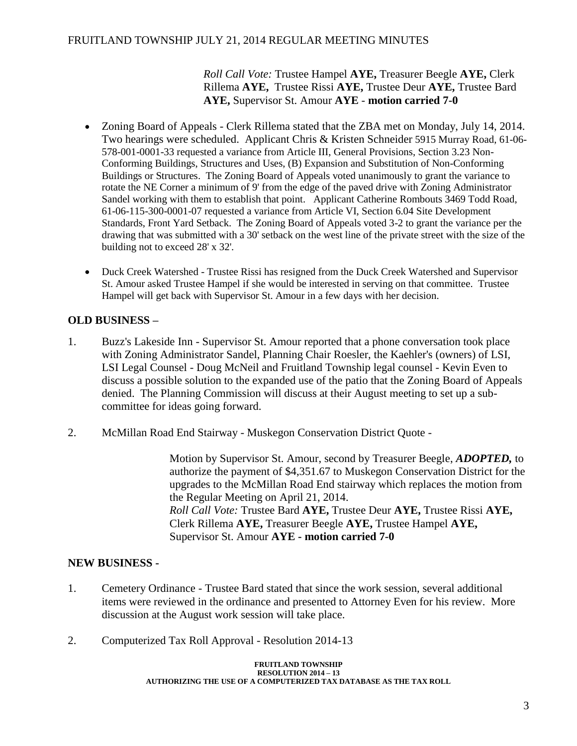*Roll Call Vote:* Trustee Hampel **AYE,** Treasurer Beegle **AYE,** Clerk Rillema **AYE,** Trustee Rissi **AYE,** Trustee Deur **AYE,** Trustee Bard **AYE,** Supervisor St. Amour **AYE** - **motion carried 7-0**

- Zoning Board of Appeals - Clerk Rillema stated that the ZBA met on Monday, July 14, 2014. Two hearings were scheduled. Applicant Chris & Kristen Schneider 5915 Murray Road, 61-06-578-001-0001-33 requested a variance from Article III, General Provisions, Section 3.23 Non-Conforming Buildings, Structures and Uses, (B) Expansion and Substitution of Non-Conforming Buildings or Structures. The Zoning Board of Appeals voted unanimously to grant the variance to rotate the NE Corner a minimum of 9' from the edge of the paved drive with Zoning Administrator Sandel working with them to establish that point. Applicant Catherine Rombouts 3469 Todd Road, 61-06-115-300-0001-07 requested a variance from Article VI, Section 6.04 Site Development Standards, Front Yard Setback. The Zoning Board of Appeals voted 3-2 to grant the variance per the drawing that was submitted with a 30' setback on the west line of the private street with the size of the building not to exceed 28' x 32'.

- Duck Creek Watershed - Trustee Rissi has resigned from the Duck Creek Watershed and Supervisor St. Amour asked Trustee Hampel if she would be interested in serving on that committee. Trustee Hampel will get back with Supervisor St. Amour in a few days with her decision.

## OLD BUSINESS –

1. Buzz's Lakeside Inn - Supervisor St. Amour reported that a phone conversation took place with Zoning Administrator Sandel, Planning Chair Roesler, the Kaehler's (owners) of LSI, LSI Legal Counsel - Doug McNeil and Fruitland Township legal counsel - Kevin Even to discuss a possible solution to the expanded use of the patio that the Zoning Board of Appeals denied. The Planning Commission will discuss at their August meeting to set up a sub-committee for ideas going forward.

2. McMillan Road End Stairway - Muskegon Conservation District Quote -

   Motion by Supervisor St. Amour, second by Treasurer Beegle, ***ADOPTED,*** to authorize the payment of $4,351.67 to Muskegon Conservation District for the upgrades to the McMillan Road End stairway which replaces the motion from the Regular Meeting on April 21, 2014.
   *Roll Call Vote:* Trustee Bard **AYE,** Trustee Deur **AYE,** Trustee Rissi **AYE,** Clerk Rillema **AYE,** Treasurer Beegle **AYE,** Trustee Hampel **AYE,** Supervisor St. Amour **AYE - motion carried 7-0**

## NEW BUSINESS -

1. Cemetery Ordinance - Trustee Bard stated that since the work session, several additional items were reviewed in the ordinance and presented to Attorney Even for his review. More discussion at the August work session will take place.

2. Computerized Tax Roll Approval - Resolution 2014-13

**FRUITLAND TOWNSHIP**
**RESOLUTION 2014 – 13**
**AUTHORIZING THE USE OF A COMPUTERIZED TAX DATABASE AS THE TAX ROLL**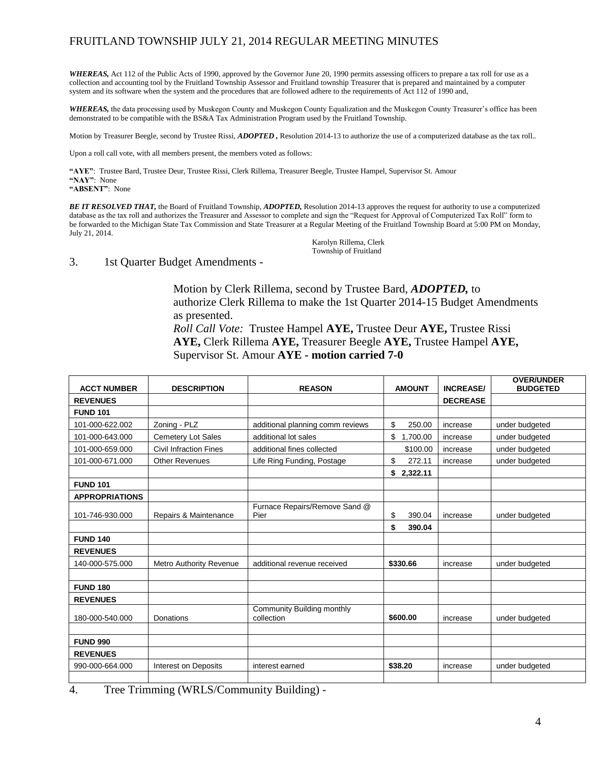***WHEREAS,*** Act 112 of the Public Acts of 1990, approved by the Governor June 20, 1990 permits assessing officers to prepare a tax roll for use as a collection and accounting tool by the Fruitland Township Assessor and Fruitland township Treasurer that is prepared and maintained by a computer system and its software when the system and the procedures that are followed adhere to the requirements of Act 112 of 1990 and,

***WHEREAS,*** the data processing used by Muskegon County and Muskegon County Equalization and the Muskegon County Treasurer's office has been demonstrated to be compatible with the BS&A Tax Administration Program used by the Fruitland Township.

Motion by Treasurer Beegle, second by Trustee Rissi, ***ADOPTED ,*** Resolution 2014-13 to authorize the use of a computerized database as the tax roll..

Upon a roll call vote, with all members present, the members voted as follows:

**"AYE"**: Trustee Bard, Trustee Deur, Trustee Rissi, Clerk Rillema, Treasurer Beegle, Trustee Hampel, Supervisor St. Amour
**"NAY"**: None
**"ABSENT"**: None

***BE IT RESOLVED THAT,*** the Board of Fruitland Township, ***ADOPTED,*** Resolution 2014-13 approves the request for authority to use a computerized database as the tax roll and authorizes the Treasurer and Assessor to complete and sign the "Request for Approval of Computerized Tax Roll" form to be forwarded to the Michigan State Tax Commission and State Treasurer at a Regular Meeting of the Fruitland Township Board at 5:00 PM on Monday, July 21, 2014.

Karolyn Rillema, Clerk
Township of Fruitland

3. 1st Quarter Budget Amendments -

Motion by Clerk Rillema, second by Trustee Bard, ***ADOPTED,*** to authorize Clerk Rillema to make the 1st Quarter 2014-15 Budget Amendments as presented.
*Roll Call Vote:* Trustee Hampel **AYE,** Trustee Deur **AYE,** Trustee Rissi **AYE,** Clerk Rillema **AYE,** Treasurer Beegle **AYE,** Trustee Hampel **AYE,** Supervisor St. Amour **AYE - motion carried 7-0**

| ACCT NUMBER | DESCRIPTION | REASON | AMOUNT | INCREASE/ DECREASE | OVER/UNDER BUDGETED |
|---|---|---|---|---|---|
| **REVENUES** | | | | | |
| **FUND 101** | | | | | |
| 101-000-622.002 | Zoning - PLZ | additional planning comm reviews | $ 250.00 | increase | under budgeted |
| 101-000-643.000 | Cemetery Lot Sales | additional lot sales | $ 1,700.00 | increase | under budgeted |
| 101-000-659.000 | Civil Infraction Fines | additional fines collected | $100.00 | increase | under budgeted |
| 101-000-671.000 | Other Revenues | Life Ring Funding, Postage | $ 272.11 | increase | under budgeted |
| | | | **$ 2,322.11** | | |
| **FUND 101** | | | | | |
| **APPROPRIATIONS** | | | | | |
| 101-746-930.000 | Repairs & Maintenance | Furnace Repairs/Remove Sand @ Pier | $ 390.04 | increase | under budgeted |
| | | | **$ 390.04** | | |
| **FUND 140** | | | | | |
| **REVENUES** | | | | | |
| 140-000-575.000 | Metro Authority Revenue | additional revenue received | **$330.66** | increase | under budgeted |
| | | | | | |
| **FUND 180** | | | | | |
| **REVENUES** | | | | | |
| 180-000-540.000 | Donations | Community Building monthly collection | **$600.00** | increase | under budgeted |
| | | | | | |
| **FUND 990** | | | | | |
| **REVENUES** | | | | | |
| 990-000-664.000 | Interest on Deposits | interest earned | **$38.20** | increase | under budgeted |
| | | | | | |

4. Tree Trimming (WRLS/Community Building) -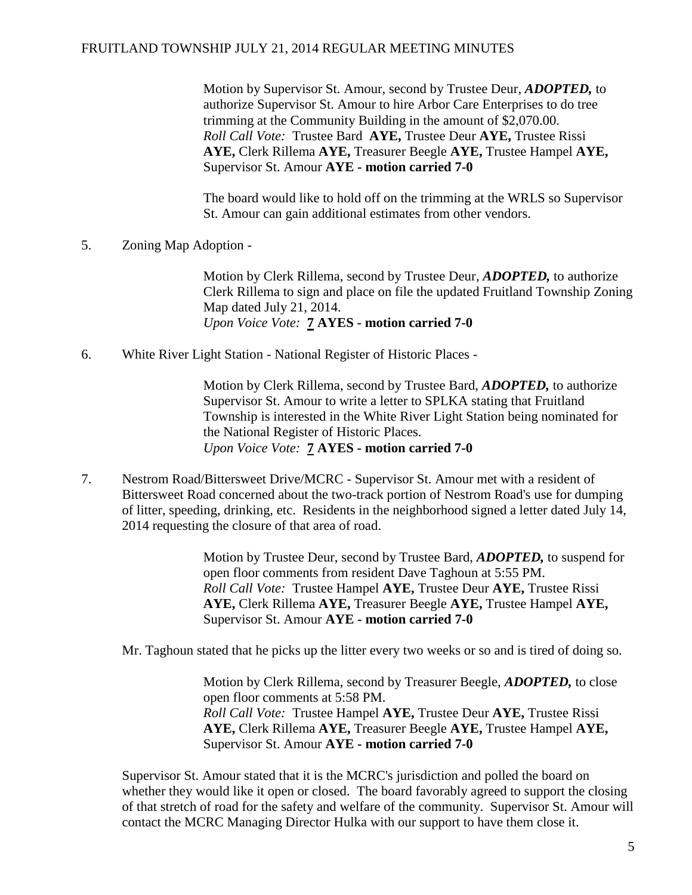Motion by Supervisor St. Amour, second by Trustee Deur, ***ADOPTED,*** to authorize Supervisor St. Amour to hire Arbor Care Enterprises to do tree trimming at the Community Building in the amount of $2,070.00.
*Roll Call Vote:* Trustee Bard **AYE,** Trustee Deur **AYE,** Trustee Rissi **AYE,** Clerk Rillema **AYE,** Treasurer Beegle **AYE,** Trustee Hampel **AYE,** Supervisor St. Amour **AYE - motion carried 7-0**

The board would like to hold off on the trimming at the WRLS so Supervisor St. Amour can gain additional estimates from other vendors.

5. Zoning Map Adoption -

Motion by Clerk Rillema, second by Trustee Deur, ***ADOPTED,*** to authorize Clerk Rillema to sign and place on file the updated Fruitland Township Zoning Map dated July 21, 2014.
*Upon Voice Vote:* **7 AYES - motion carried 7-0**

6. White River Light Station - National Register of Historic Places -

Motion by Clerk Rillema, second by Trustee Bard, ***ADOPTED,*** to authorize Supervisor St. Amour to write a letter to SPLKA stating that Fruitland Township is interested in the White River Light Station being nominated for the National Register of Historic Places.
*Upon Voice Vote:* **7 AYES - motion carried 7-0**

7. Nestrom Road/Bittersweet Drive/MCRC - Supervisor St. Amour met with a resident of Bittersweet Road concerned about the two-track portion of Nestrom Road's use for dumping of litter, speeding, drinking, etc. Residents in the neighborhood signed a letter dated July 14, 2014 requesting the closure of that area of road.

Motion by Trustee Deur, second by Trustee Bard, ***ADOPTED,*** to suspend for open floor comments from resident Dave Taghoun at 5:55 PM.
*Roll Call Vote:* Trustee Hampel **AYE,** Trustee Deur **AYE,** Trustee Rissi **AYE,** Clerk Rillema **AYE,** Treasurer Beegle **AYE,** Trustee Hampel **AYE,** Supervisor St. Amour **AYE - motion carried 7-0**

Mr. Taghoun stated that he picks up the litter every two weeks or so and is tired of doing so.

Motion by Clerk Rillema, second by Treasurer Beegle, ***ADOPTED,*** to close open floor comments at 5:58 PM.
*Roll Call Vote:* Trustee Hampel **AYE,** Trustee Deur **AYE,** Trustee Rissi **AYE,** Clerk Rillema **AYE,** Treasurer Beegle **AYE,** Trustee Hampel **AYE,** Supervisor St. Amour **AYE - motion carried 7-0**

Supervisor St. Amour stated that it is the MCRC's jurisdiction and polled the board on whether they would like it open or closed. The board favorably agreed to support the closing of that stretch of road for the safety and welfare of the community. Supervisor St. Amour will contact the MCRC Managing Director Hulka with our support to have them close it.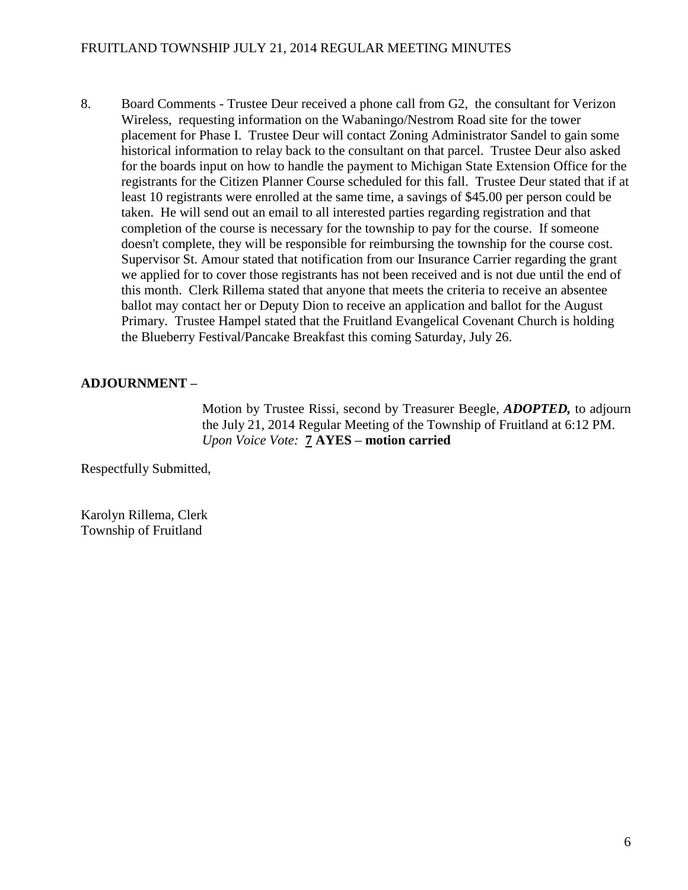8. Board Comments - Trustee Deur received a phone call from G2, the consultant for Verizon Wireless, requesting information on the Wabaningo/Nestrom Road site for the tower placement for Phase I. Trustee Deur will contact Zoning Administrator Sandel to gain some historical information to relay back to the consultant on that parcel. Trustee Deur also asked for the boards input on how to handle the payment to Michigan State Extension Office for the registrants for the Citizen Planner Course scheduled for this fall. Trustee Deur stated that if at least 10 registrants were enrolled at the same time, a savings of $45.00 per person could be taken. He will send out an email to all interested parties regarding registration and that completion of the course is necessary for the township to pay for the course. If someone doesn't complete, they will be responsible for reimbursing the township for the course cost. Supervisor St. Amour stated that notification from our Insurance Carrier regarding the grant we applied for to cover those registrants has not been received and is not due until the end of this month. Clerk Rillema stated that anyone that meets the criteria to receive an absentee ballot may contact her or Deputy Dion to receive an application and ballot for the August Primary. Trustee Hampel stated that the Fruitland Evangelical Covenant Church is holding the Blueberry Festival/Pancake Breakfast this coming Saturday, July 26.

**ADJOURNMENT –**

Motion by Trustee Rissi, second by Treasurer Beegle, ***ADOPTED,*** to adjourn the July 21, 2014 Regular Meeting of the Township of Fruitland at 6:12 PM.
*Upon Voice Vote:* **7 AYES – motion carried**

Respectfully Submitted,

Karolyn Rillema, Clerk
Township of Fruitland